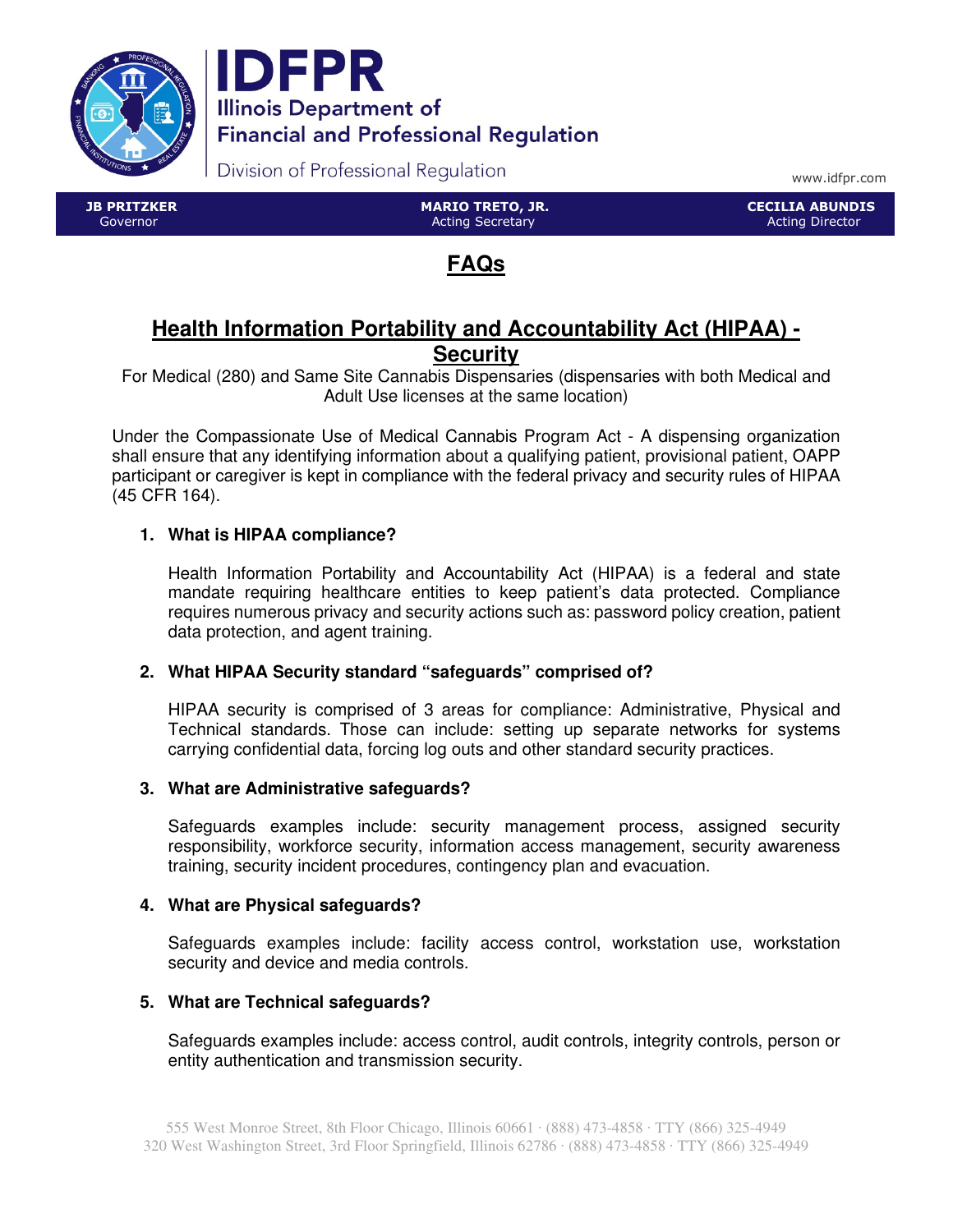# IDFPR

Illinois Department of Financial and Professional Regulation

Division of Professional Regulation

www.idfpr.com

| JB PRITZKER<br>Governor | MARIO TRETO, JR.<br>Acting Secretary | CECILIA ABUNDIS<br>Acting Director |
|---|---|---|

## FAQs

## Health Information Portability and Accountability Act (HIPAA) - Security

For Medical (280) and Same Site Cannabis Dispensaries (dispensaries with both Medical and Adult Use licenses at the same location)

Under the Compassionate Use of Medical Cannabis Program Act - A dispensing organization shall ensure that any identifying information about a qualifying patient, provisional patient, OAPP participant or caregiver is kept in compliance with the federal privacy and security rules of HIPAA (45 CFR 164).

1. **What is HIPAA compliance?**

   Health Information Portability and Accountability Act (HIPAA) is a federal and state mandate requiring healthcare entities to keep patient's data protected. Compliance requires numerous privacy and security actions such as: password policy creation, patient data protection, and agent training.

2. **What HIPAA Security standard "safeguards" comprised of?**

   HIPAA security is comprised of 3 areas for compliance: Administrative, Physical and Technical standards. Those can include: setting up separate networks for systems carrying confidential data, forcing log outs and other standard security practices.

3. **What are Administrative safeguards?**

   Safeguards examples include: security management process, assigned security responsibility, workforce security, information access management, security awareness training, security incident procedures, contingency plan and evacuation.

4. **What are Physical safeguards?**

   Safeguards examples include: facility access control, workstation use, workstation security and device and media controls.

5. **What are Technical safeguards?**

   Safeguards examples include: access control, audit controls, integrity controls, person or entity authentication and transmission security.

555 West Monroe Street, 8th Floor Chicago, Illinois 60661 · (888) 473-4858 · TTY (866) 325-4949
320 West Washington Street, 3rd Floor Springfield, Illinois 62786 · (888) 473-4858 · TTY (866) 325-4949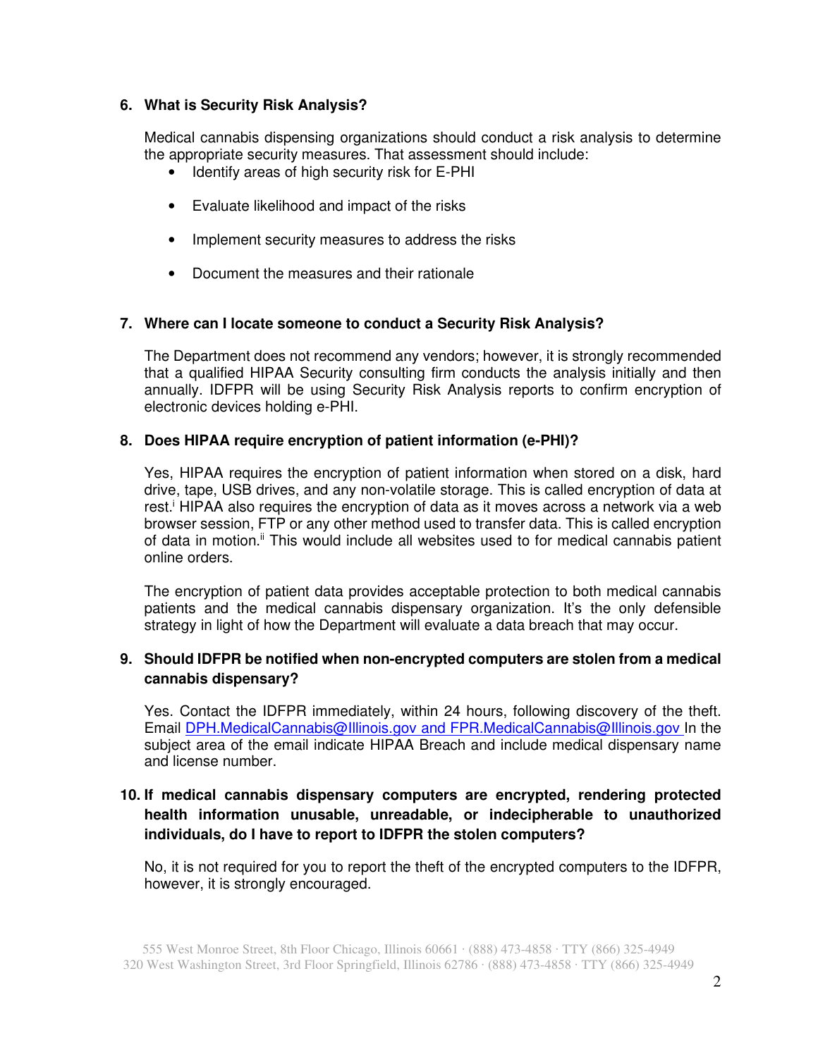**6. What is Security Risk Analysis?**

Medical cannabis dispensing organizations should conduct a risk analysis to determine the appropriate security measures. That assessment should include:

- Identify areas of high security risk for E-PHI
- Evaluate likelihood and impact of the risks
- Implement security measures to address the risks
- Document the measures and their rationale

**7. Where can I locate someone to conduct a Security Risk Analysis?**

The Department does not recommend any vendors; however, it is strongly recommended that a qualified HIPAA Security consulting firm conducts the analysis initially and then annually. IDFPR will be using Security Risk Analysis reports to confirm encryption of electronic devices holding e-PHI.

**8. Does HIPAA require encryption of patient information (e-PHI)?**

Yes, HIPAA requires the encryption of patient information when stored on a disk, hard drive, tape, USB drives, and any non-volatile storage. This is called encryption of data at rest.[i] HIPAA also requires the encryption of data as it moves across a network via a web browser session, FTP or any other method used to transfer data. This is called encryption of data in motion.[ii] This would include all websites used to for medical cannabis patient online orders.

The encryption of patient data provides acceptable protection to both medical cannabis patients and the medical cannabis dispensary organization. It's the only defensible strategy in light of how the Department will evaluate a data breach that may occur.

**9. Should IDFPR be notified when non-encrypted computers are stolen from a medical cannabis dispensary?**

Yes. Contact the IDFPR immediately, within 24 hours, following discovery of the theft. Email DPH.MedicalCannabis@Illinois.gov and FPR.MedicalCannabis@Illinois.gov In the subject area of the email indicate HIPAA Breach and include medical dispensary name and license number.

**10. If medical cannabis dispensary computers are encrypted, rendering protected health information unusable, unreadable, or indecipherable to unauthorized individuals, do I have to report to IDFPR the stolen computers?**

No, it is not required for you to report the theft of the encrypted computers to the IDFPR, however, it is strongly encouraged.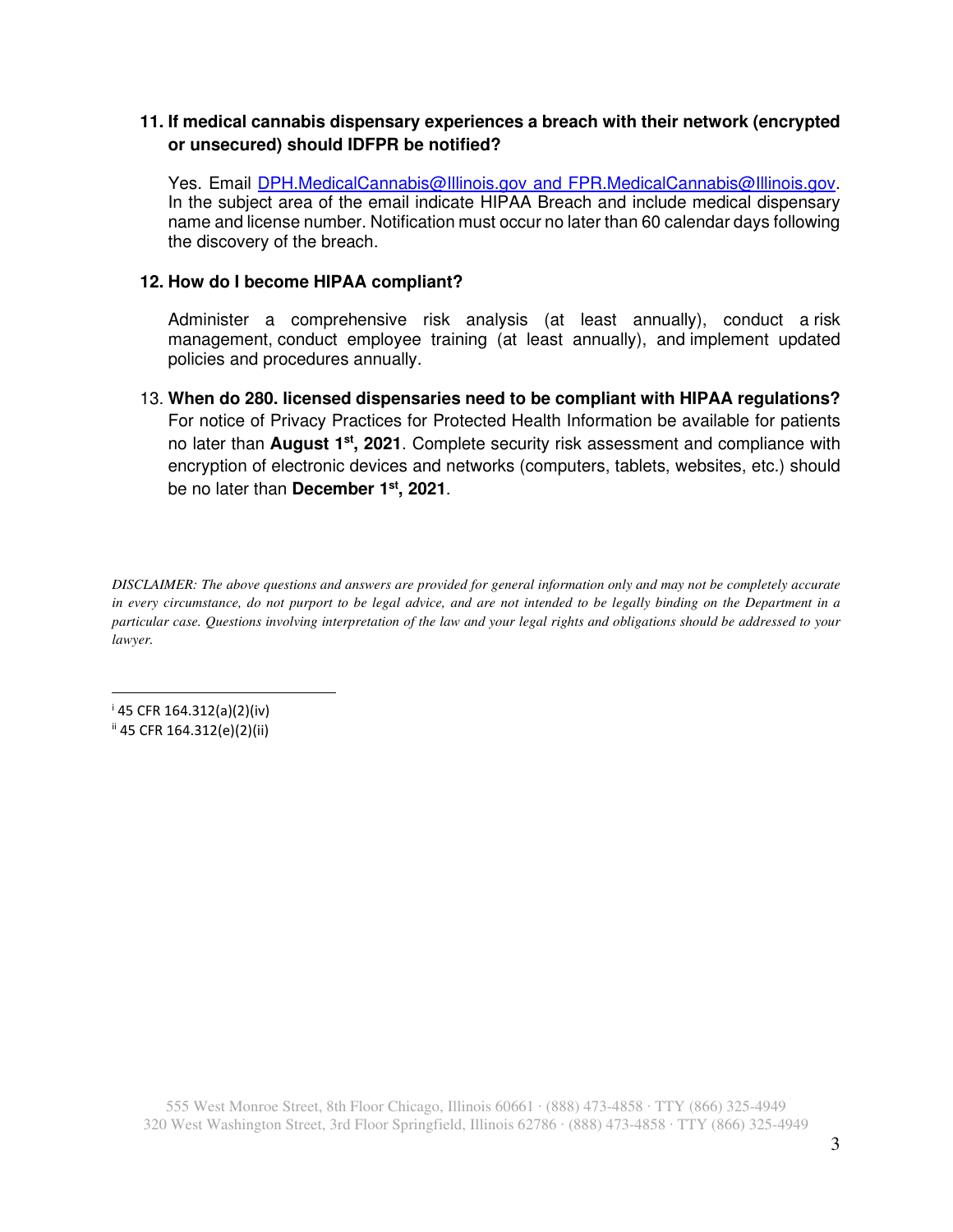**11. If medical cannabis dispensary experiences a breach with their network (encrypted or unsecured) should IDFPR be notified?**

Yes. Email [DPH.MedicalCannabis@Illinois.gov and FPR.MedicalCannabis@Illinois.gov](mailto:DPH.MedicalCannabis@Illinois.gov). In the subject area of the email indicate HIPAA Breach and include medical dispensary name and license number. Notification must occur no later than 60 calendar days following the discovery of the breach.

**12. How do I become HIPAA compliant?**

Administer a comprehensive risk analysis (at least annually), conduct a risk management, conduct employee training (at least annually), and implement updated policies and procedures annually.

13. **When do 280. licensed dispensaries need to be compliant with HIPAA regulations?**
For notice of Privacy Practices for Protected Health Information be available for patients no later than **August 1st, 2021**. Complete security risk assessment and compliance with encryption of electronic devices and networks (computers, tablets, websites, etc.) should be no later than **December 1st, 2021**.

*DISCLAIMER: The above questions and answers are provided for general information only and may not be completely accurate in every circumstance, do not purport to be legal advice, and are not intended to be legally binding on the Department in a particular case. Questions involving interpretation of the law and your legal rights and obligations should be addressed to your lawyer.*

---

[i] 45 CFR 164.312(a)(2)(iv)
[ii] 45 CFR 164.312(e)(2)(ii)

555 West Monroe Street, 8th Floor Chicago, Illinois 60661 · (888) 473-4858 · TTY (866) 325-4949
320 West Washington Street, 3rd Floor Springfield, Illinois 62786 · (888) 473-4858 · TTY (866) 325-4949